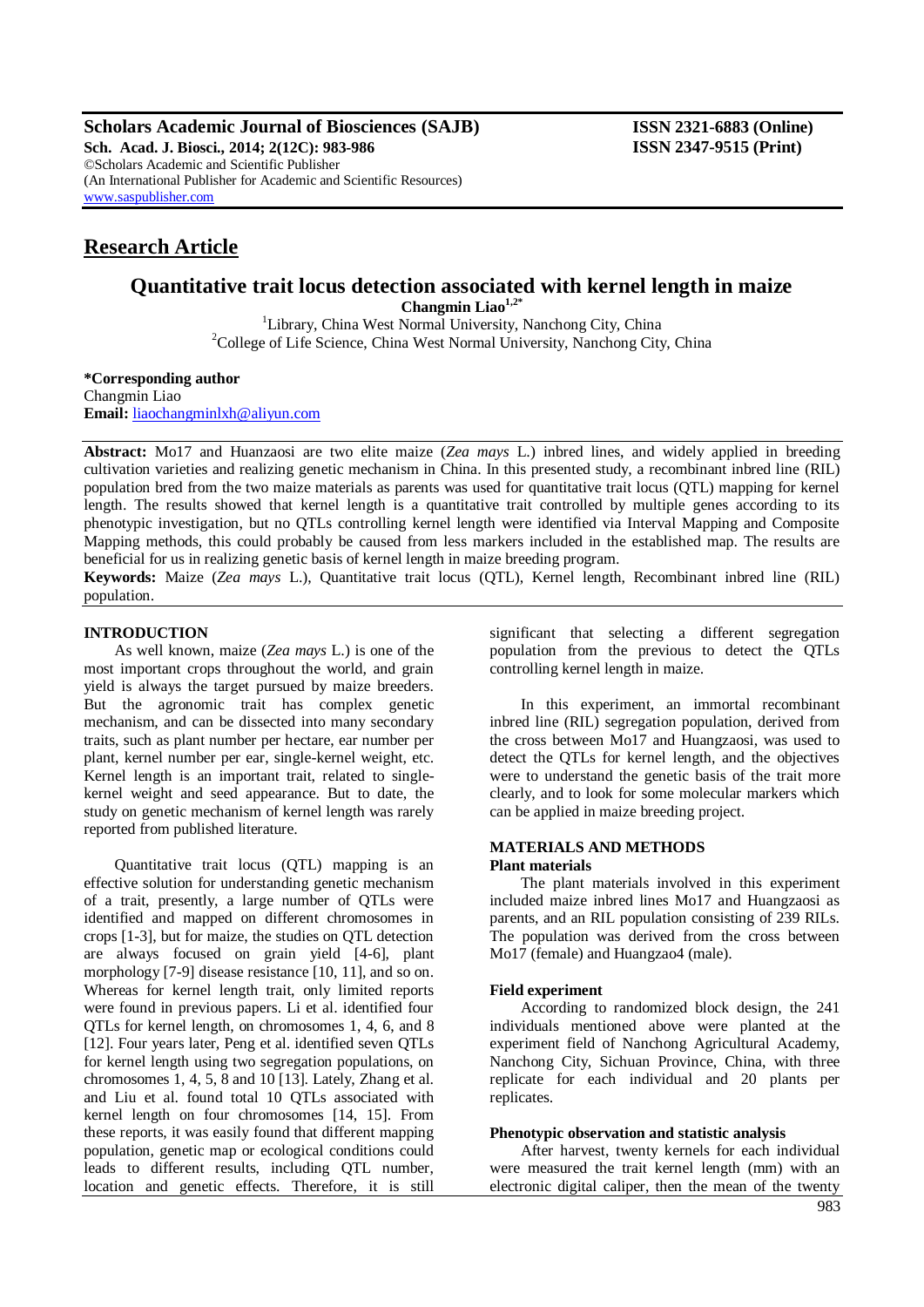Scholars Academic Journal of Biosciences (SAJB) ISSN 2321-6883 (Online)
Sch. Acad. J. Biosci., 2014; 2(12C): 983-986 ISSN 2347-9515 (Print)
©Scholars Academic and Scientific Publisher
(An International Publisher for Academic and Scientific Resources)
www.saspublisher.com

## Research Article

# Quantitative trait locus detection associated with kernel length in maize

**Changmin Liao[1,2*]**

[1]Library, China West Normal University, Nanchong City, China
[2]College of Life Science, China West Normal University, Nanchong City, China

**\*Corresponding author**
Changmin Liao
**Email:** liaochangminlxh@aliyun.com

**Abstract:** Mo17 and Huanzaosi are two elite maize (*Zea mays* L.) inbred lines, and widely applied in breeding cultivation varieties and realizing genetic mechanism in China. In this presented study, a recombinant inbred line (RIL) population bred from the two maize materials as parents was used for quantitative trait locus (QTL) mapping for kernel length. The results showed that kernel length is a quantitative trait controlled by multiple genes according to its phenotypic investigation, but no QTLs controlling kernel length were identified via Interval Mapping and Composite Mapping methods, this could probably be caused from less markers included in the established map. The results are beneficial for us in realizing genetic basis of kernel length in maize breeding program.

**Keywords:** Maize (*Zea mays* L.), Quantitative trait locus (QTL), Kernel length, Recombinant inbred line (RIL) population.

## INTRODUCTION

As well known, maize (*Zea mays* L.) is one of the most important crops throughout the world, and grain yield is always the target pursued by maize breeders. But the agronomic trait has complex genetic mechanism, and can be dissected into many secondary traits, such as plant number per hectare, ear number per plant, kernel number per ear, single-kernel weight, etc. Kernel length is an important trait, related to single-kernel weight and seed appearance. But to date, the study on genetic mechanism of kernel length was rarely reported from published literature.

Quantitative trait locus (QTL) mapping is an effective solution for understanding genetic mechanism of a trait, presently, a large number of QTLs were identified and mapped on different chromosomes in crops [1-3], but for maize, the studies on QTL detection are always focused on grain yield [4-6], plant morphology [7-9] disease resistance [10, 11], and so on. Whereas for kernel length trait, only limited reports were found in previous papers. Li et al. identified four QTLs for kernel length, on chromosomes 1, 4, 6, and 8 [12]. Four years later, Peng et al. identified seven QTLs for kernel length using two segregation populations, on chromosomes 1, 4, 5, 8 and 10 [13]. Lately, Zhang et al. and Liu et al. found total 10 QTLs associated with kernel length on four chromosomes [14, 15]. From these reports, it was easily found that different mapping population, genetic map or ecological conditions could leads to different results, including QTL number, location and genetic effects. Therefore, it is still significant that selecting a different segregation population from the previous to detect the QTLs controlling kernel length in maize.

In this experiment, an immortal recombinant inbred line (RIL) segregation population, derived from the cross between Mo17 and Huangzaosi, was used to detect the QTLs for kernel length, and the objectives were to understand the genetic basis of the trait more clearly, and to look for some molecular markers which can be applied in maize breeding project.

## MATERIALS AND METHODS

### Plant materials

The plant materials involved in this experiment included maize inbred lines Mo17 and Huangzaosi as parents, and an RIL population consisting of 239 RILs. The population was derived from the cross between Mo17 (female) and Huangzao4 (male).

### Field experiment

According to randomized block design, the 241 individuals mentioned above were planted at the experiment field of Nanchong Agricultural Academy, Nanchong City, Sichuan Province, China, with three replicate for each individual and 20 plants per replicates.

### Phenotypic observation and statistic analysis

After harvest, twenty kernels for each individual were measured the trait kernel length (mm) with an electronic digital caliper, then the mean of the twenty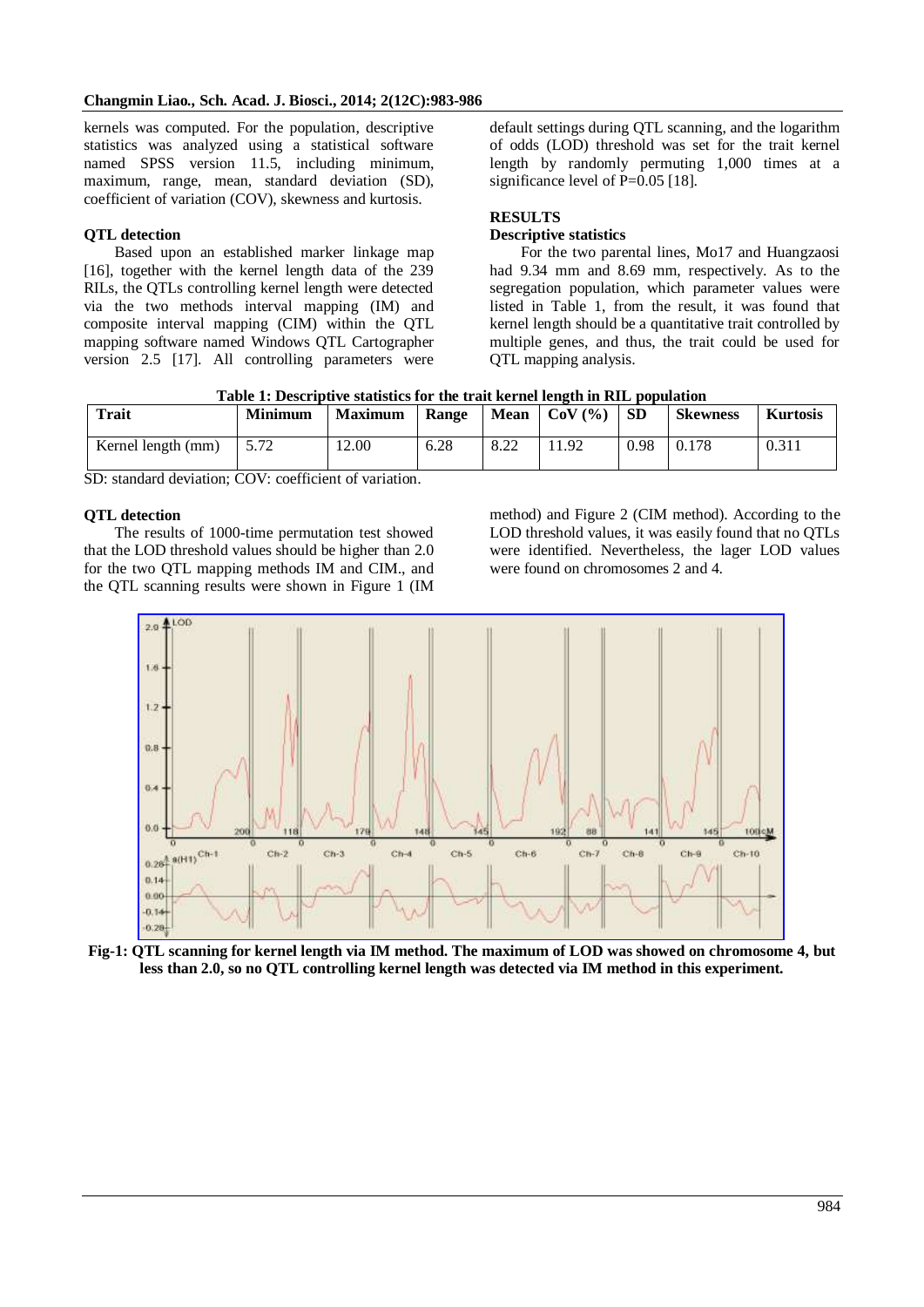kernels was computed. For the population, descriptive statistics was analyzed using a statistical software named SPSS version 11.5, including minimum, maximum, range, mean, standard deviation (SD), coefficient of variation (COV), skewness and kurtosis.

### QTL detection

Based upon an established marker linkage map [16], together with the kernel length data of the 239 RILs, the QTLs controlling kernel length were detected via the two methods interval mapping (IM) and composite interval mapping (CIM) within the QTL mapping software named Windows QTL Cartographer version 2.5 [17]. All controlling parameters were default settings during QTL scanning, and the logarithm of odds (LOD) threshold was set for the trait kernel length by randomly permuting 1,000 times at a significance level of P=0.05 [18].

## RESULTS

### Descriptive statistics

For the two parental lines, Mo17 and Huangzaosi had 9.34 mm and 8.69 mm, respectively. As to the segregation population, which parameter values were listed in Table 1, from the result, it was found that kernel length should be a quantitative trait controlled by multiple genes, and thus, the trait could be used for QTL mapping analysis.

**Table 1: Descriptive statistics for the trait kernel length in RIL population**

| Trait | Minimum | Maximum | Range | Mean | CoV (%) | SD | Skewness | Kurtosis |
|---|---|---|---|---|---|---|---|---|
| Kernel length (mm) | 5.72 | 12.00 | 6.28 | 8.22 | 11.92 | 0.98 | 0.178 | 0.311 |

SD: standard deviation; COV: coefficient of variation.

### QTL detection

The results of 1000-time permutation test showed that the LOD threshold values should be higher than 2.0 for the two QTL mapping methods IM and CIM., and the QTL scanning results were shown in Figure 1 (IM method) and Figure 2 (CIM method). According to the LOD threshold values, it was easily found that no QTLs were identified. Nevertheless, the lager LOD values were found on chromosomes 2 and 4.

**Fig-1: QTL scanning for kernel length via IM method. The maximum of LOD was showed on chromosome 4, but less than 2.0, so no QTL controlling kernel length was detected via IM method in this experiment.**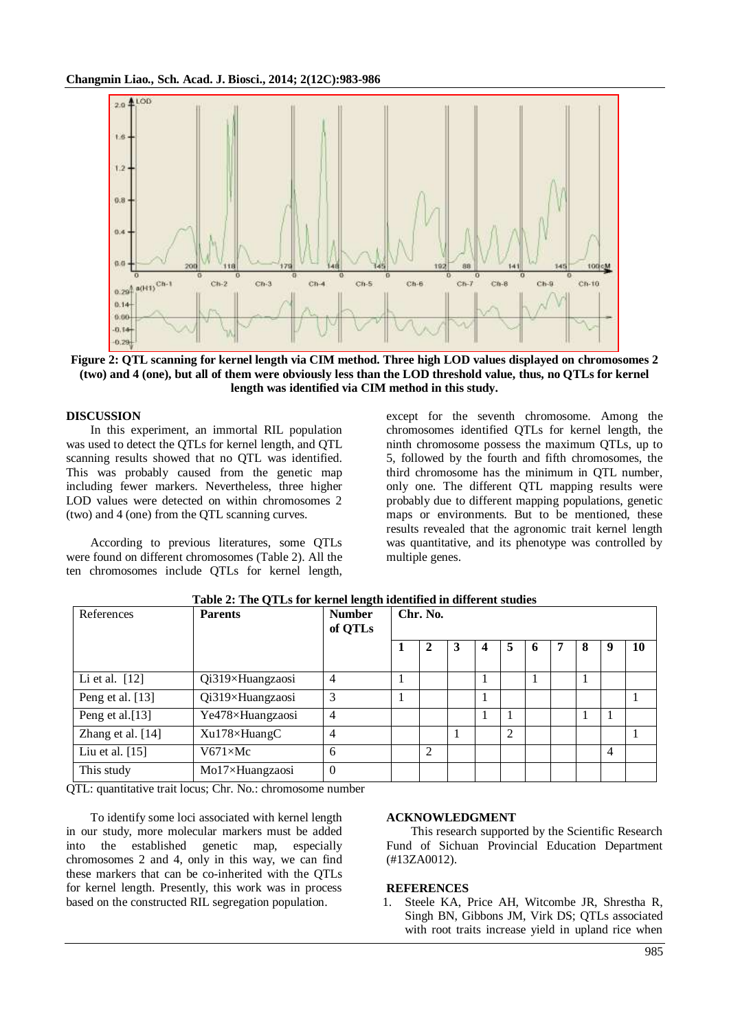Figure 2: QTL scanning for kernel length via CIM method. Three high LOD values displayed on chromosomes 2 (two) and 4 (one), but all of them were obviously less than the LOD threshold value, thus, no QTLs for kernel length was identified via CIM method in this study.

## DISCUSSION

In this experiment, an immortal RIL population was used to detect the QTLs for kernel length, and QTL scanning results showed that no QTL was identified. This was probably caused from the genetic map including fewer markers. Nevertheless, three higher LOD values were detected on within chromosomes 2 (two) and 4 (one) from the QTL scanning curves.

According to previous literatures, some QTLs were found on different chromosomes (Table 2). All the ten chromosomes include QTLs for kernel length, except for the seventh chromosome. Among the chromosomes identified QTLs for kernel length, the ninth chromosome possess the maximum QTLs, up to 5, followed by the fourth and fifth chromosomes, the third chromosome has the minimum in QTL number, only one. The different QTL mapping results were probably due to different mapping populations, genetic maps or environments. But to be mentioned, these results revealed that the agronomic trait kernel length was quantitative, and its phenotype was controlled by multiple genes.

**Table 2: The QTLs for kernel length identified in different studies**

| References | Parents | Number of QTLs | Chr. No. | | | | | | | | | |
|---|---|---|---|---|---|---|---|---|---|---|---|---|
| | | | 1 | 2 | 3 | 4 | 5 | 6 | 7 | 8 | 9 | 10 |
| Li et al. [12] | Qi319×Huangzaosi | 4 | 1 | | | 1 | | 1 | | 1 | | |
| Peng et al. [13] | Qi319×Huangzaosi | 3 | 1 | | | 1 | | | | | | 1 |
| Peng et al.[13] | Ye478×Huangzaosi | 4 | | | | 1 | 1 | | | 1 | 1 | |
| Zhang et al. [14] | Xu178×HuangC | 4 | | | 1 | | 2 | | | | | 1 |
| Liu et al. [15] | V671×Mc | 6 | | 2 | | | | | | | 4 | |
| This study | Mo17×Huangzaosi | 0 | | | | | | | | | | |

QTL: quantitative trait locus; Chr. No.: chromosome number

To identify some loci associated with kernel length in our study, more molecular markers must be added into the established genetic map, especially chromosomes 2 and 4, only in this way, we can find these markers that can be co-inherited with the QTLs for kernel length. Presently, this work was in process based on the constructed RIL segregation population.

## ACKNOWLEDGMENT

This research supported by the Scientific Research Fund of Sichuan Provincial Education Department (#13ZA0012).

## REFERENCES

1. Steele KA, Price AH, Witcombe JR, Shrestha R, Singh BN, Gibbons JM, Virk DS; QTLs associated with root traits increase yield in upland rice when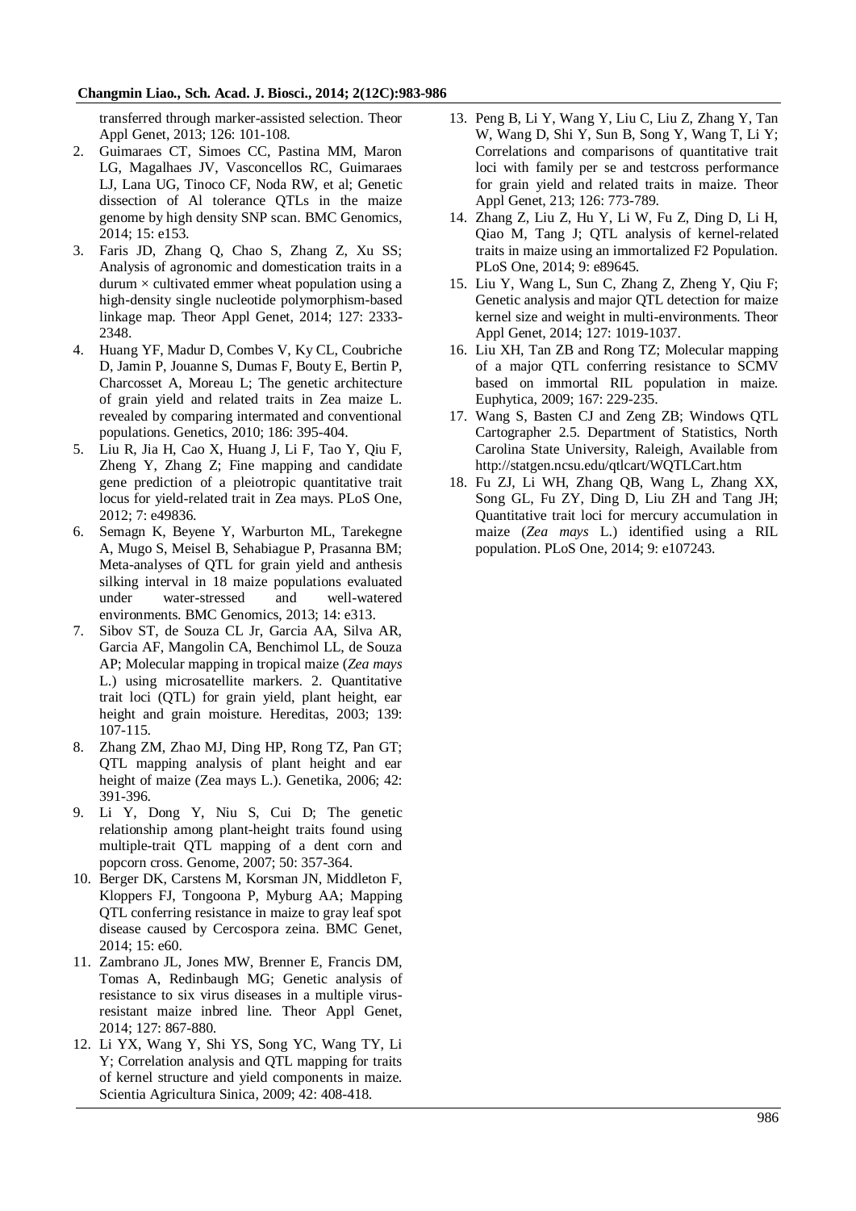transferred through marker-assisted selection. Theor Appl Genet, 2013; 126: 101-108.

2. Guimaraes CT, Simoes CC, Pastina MM, Maron LG, Magalhaes JV, Vasconcellos RC, Guimaraes LJ, Lana UG, Tinoco CF, Noda RW, et al; Genetic dissection of Al tolerance QTLs in the maize genome by high density SNP scan. BMC Genomics, 2014; 15: e153.
3. Faris JD, Zhang Q, Chao S, Zhang Z, Xu SS; Analysis of agronomic and domestication traits in a durum × cultivated emmer wheat population using a high-density single nucleotide polymorphism-based linkage map. Theor Appl Genet, 2014; 127: 2333-2348.
4. Huang YF, Madur D, Combes V, Ky CL, Coubriche D, Jamin P, Jouanne S, Dumas F, Bouty E, Bertin P, Charcosset A, Moreau L; The genetic architecture of grain yield and related traits in Zea maize L. revealed by comparing intermated and conventional populations. Genetics, 2010; 186: 395-404.
5. Liu R, Jia H, Cao X, Huang J, Li F, Tao Y, Qiu F, Zheng Y, Zhang Z; Fine mapping and candidate gene prediction of a pleiotropic quantitative trait locus for yield-related trait in Zea mays. PLoS One, 2012; 7: e49836.
6. Semagn K, Beyene Y, Warburton ML, Tarekegne A, Mugo S, Meisel B, Sehabiague P, Prasanna BM; Meta-analyses of QTL for grain yield and anthesis silking interval in 18 maize populations evaluated under water-stressed and well-watered environments. BMC Genomics, 2013; 14: e313.
7. Sibov ST, de Souza CL Jr, Garcia AA, Silva AR, Garcia AF, Mangolin CA, Benchimol LL, de Souza AP; Molecular mapping in tropical maize (*Zea mays* L.) using microsatellite markers. 2. Quantitative trait loci (QTL) for grain yield, plant height, ear height and grain moisture. Hereditas, 2003; 139: 107-115.
8. Zhang ZM, Zhao MJ, Ding HP, Rong TZ, Pan GT; QTL mapping analysis of plant height and ear height of maize (Zea mays L.). Genetika, 2006; 42: 391-396.
9. Li Y, Dong Y, Niu S, Cui D; The genetic relationship among plant-height traits found using multiple-trait QTL mapping of a dent corn and popcorn cross. Genome, 2007; 50: 357-364.
10. Berger DK, Carstens M, Korsman JN, Middleton F, Kloppers FJ, Tongoona P, Myburg AA; Mapping QTL conferring resistance in maize to gray leaf spot disease caused by Cercospora zeina. BMC Genet, 2014; 15: e60.
11. Zambrano JL, Jones MW, Brenner E, Francis DM, Tomas A, Redinbaugh MG; Genetic analysis of resistance to six virus diseases in a multiple virus-resistant maize inbred line. Theor Appl Genet, 2014; 127: 867-880.
12. Li YX, Wang Y, Shi YS, Song YC, Wang TY, Li Y; Correlation analysis and QTL mapping for traits of kernel structure and yield components in maize. Scientia Agricultura Sinica, 2009; 42: 408-418.
13. Peng B, Li Y, Wang Y, Liu C, Liu Z, Zhang Y, Tan W, Wang D, Shi Y, Sun B, Song Y, Wang T, Li Y; Correlations and comparisons of quantitative trait loci with family per se and testcross performance for grain yield and related traits in maize. Theor Appl Genet, 213; 126: 773-789.
14. Zhang Z, Liu Z, Hu Y, Li W, Fu Z, Ding D, Li H, Qiao M, Tang J; QTL analysis of kernel-related traits in maize using an immortalized F2 Population. PLoS One, 2014; 9: e89645.
15. Liu Y, Wang L, Sun C, Zhang Z, Zheng Y, Qiu F; Genetic analysis and major QTL detection for maize kernel size and weight in multi-environments. Theor Appl Genet, 2014; 127: 1019-1037.
16. Liu XH, Tan ZB and Rong TZ; Molecular mapping of a major QTL conferring resistance to SCMV based on immortal RIL population in maize. Euphytica, 2009; 167: 229-235.
17. Wang S, Basten CJ and Zeng ZB; Windows QTL Cartographer 2.5. Department of Statistics, North Carolina State University, Raleigh, Available from http://statgen.ncsu.edu/qtlcart/WQTLCart.htm
18. Fu ZJ, Li WH, Zhang QB, Wang L, Zhang XX, Song GL, Fu ZY, Ding D, Liu ZH and Tang JH; Quantitative trait loci for mercury accumulation in maize (*Zea mays* L.) identified using a RIL population. PLoS One, 2014; 9: e107243.